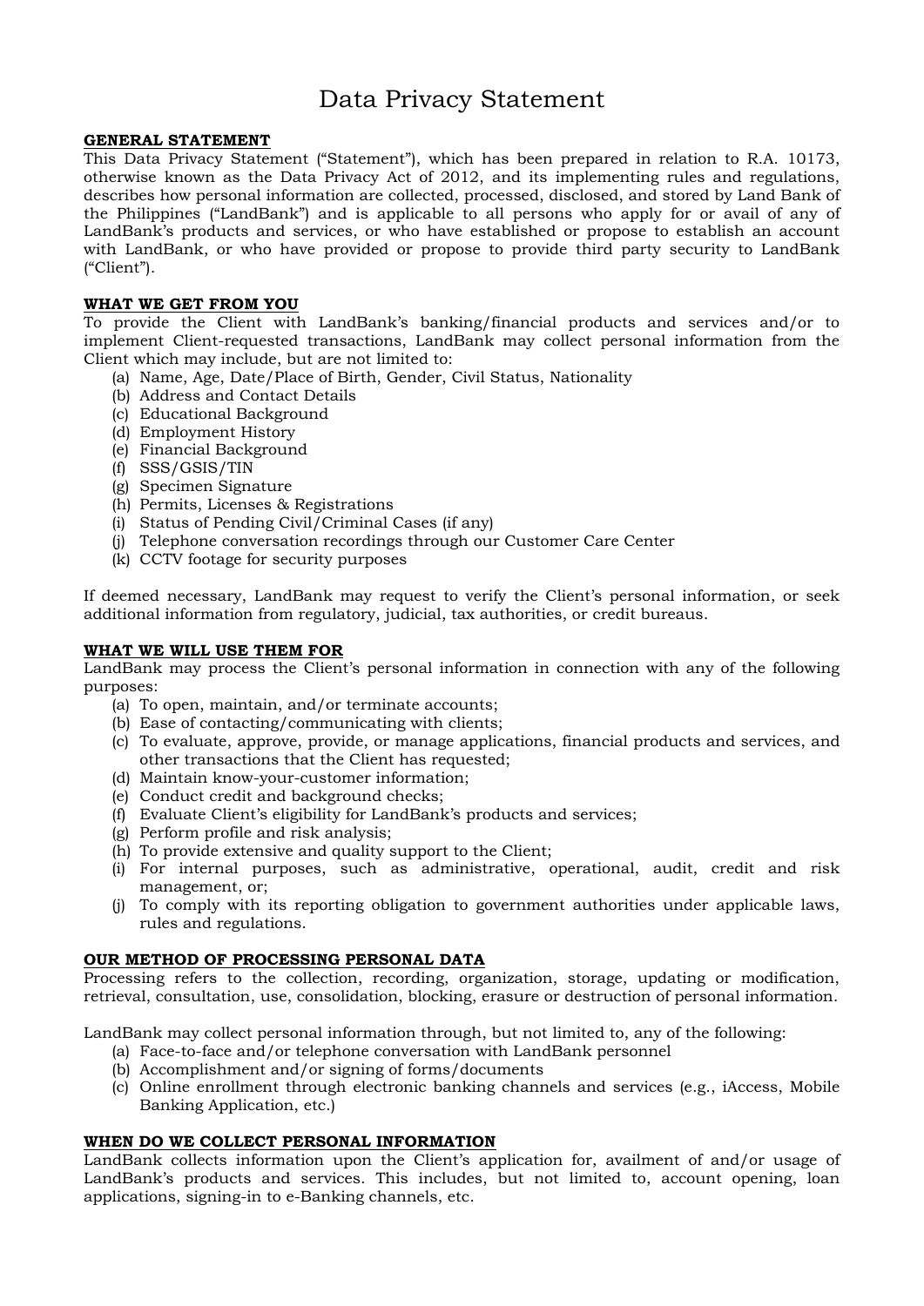# Data Privacy Statement

## GENERAL STATEMENT

This Data Privacy Statement ("Statement"), which has been prepared in relation to R.A. 10173, otherwise known as the Data Privacy Act of 2012, and its implementing rules and regulations, describes how personal information are collected, processed, disclosed, and stored by Land Bank of the Philippines ("LandBank") and is applicable to all persons who apply for or avail of any of LandBank's products and services, or who have established or propose to establish an account with LandBank, or who have provided or propose to provide third party security to LandBank ("Client").

## WHAT WE GET FROM YOU

To provide the Client with LandBank's banking/financial products and services and/or to implement Client-requested transactions, LandBank may collect personal information from the Client which may include, but are not limited to:

(a) Name, Age, Date/Place of Birth, Gender, Civil Status, Nationality
(b) Address and Contact Details
(c) Educational Background
(d) Employment History
(e) Financial Background
(f) SSS/GSIS/TIN
(g) Specimen Signature
(h) Permits, Licenses & Registrations
(i) Status of Pending Civil/Criminal Cases (if any)
(j) Telephone conversation recordings through our Customer Care Center
(k) CCTV footage for security purposes

If deemed necessary, LandBank may request to verify the Client's personal information, or seek additional information from regulatory, judicial, tax authorities, or credit bureaus.

## WHAT WE WILL USE THEM FOR

LandBank may process the Client's personal information in connection with any of the following purposes:

(a) To open, maintain, and/or terminate accounts;
(b) Ease of contacting/communicating with clients;
(c) To evaluate, approve, provide, or manage applications, financial products and services, and other transactions that the Client has requested;
(d) Maintain know-your-customer information;
(e) Conduct credit and background checks;
(f) Evaluate Client's eligibility for LandBank's products and services;
(g) Perform profile and risk analysis;
(h) To provide extensive and quality support to the Client;
(i) For internal purposes, such as administrative, operational, audit, credit and risk management, or;
(j) To comply with its reporting obligation to government authorities under applicable laws, rules and regulations.

## OUR METHOD OF PROCESSING PERSONAL DATA

Processing refers to the collection, recording, organization, storage, updating or modification, retrieval, consultation, use, consolidation, blocking, erasure or destruction of personal information.

LandBank may collect personal information through, but not limited to, any of the following:

(a) Face-to-face and/or telephone conversation with LandBank personnel
(b) Accomplishment and/or signing of forms/documents
(c) Online enrollment through electronic banking channels and services (e.g., iAccess, Mobile Banking Application, etc.)

## WHEN DO WE COLLECT PERSONAL INFORMATION

LandBank collects information upon the Client's application for, availment of and/or usage of LandBank's products and services. This includes, but not limited to, account opening, loan applications, signing-in to e-Banking channels, etc.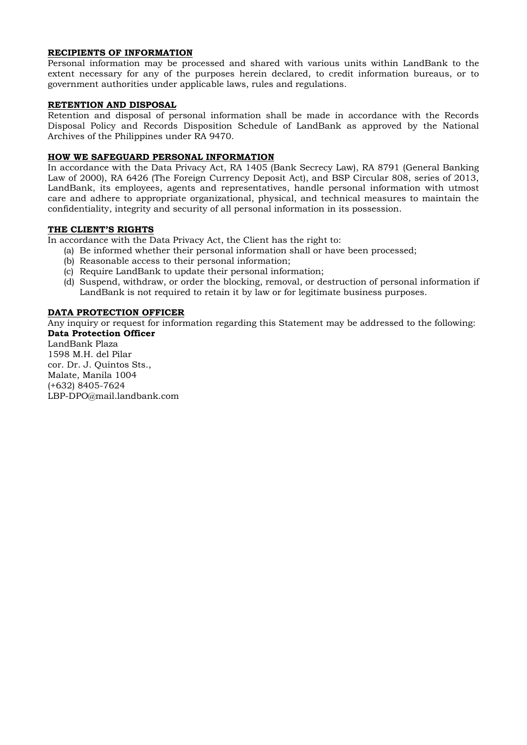**RECIPIENTS OF INFORMATION**

Personal information may be processed and shared with various units within LandBank to the extent necessary for any of the purposes herein declared, to credit information bureaus, or to government authorities under applicable laws, rules and regulations.

**RETENTION AND DISPOSAL**

Retention and disposal of personal information shall be made in accordance with the Records Disposal Policy and Records Disposition Schedule of LandBank as approved by the National Archives of the Philippines under RA 9470.

**HOW WE SAFEGUARD PERSONAL INFORMATION**

In accordance with the Data Privacy Act, RA 1405 (Bank Secrecy Law), RA 8791 (General Banking Law of 2000), RA 6426 (The Foreign Currency Deposit Act), and BSP Circular 808, series of 2013, LandBank, its employees, agents and representatives, handle personal information with utmost care and adhere to appropriate organizational, physical, and technical measures to maintain the confidentiality, integrity and security of all personal information in its possession.

**THE CLIENT'S RIGHTS**

In accordance with the Data Privacy Act, the Client has the right to:

(a) Be informed whether their personal information shall or have been processed;
(b) Reasonable access to their personal information;
(c) Require LandBank to update their personal information;
(d) Suspend, withdraw, or order the blocking, removal, or destruction of personal information if LandBank is not required to retain it by law or for legitimate business purposes.

**DATA PROTECTION OFFICER**

Any inquiry or request for information regarding this Statement may be addressed to the following:

**Data Protection Officer**
LandBank Plaza
1598 M.H. del Pilar
cor. Dr. J. Quintos Sts.,
Malate, Manila 1004
(+632) 8405-7624
LBP-DPO@mail.landbank.com